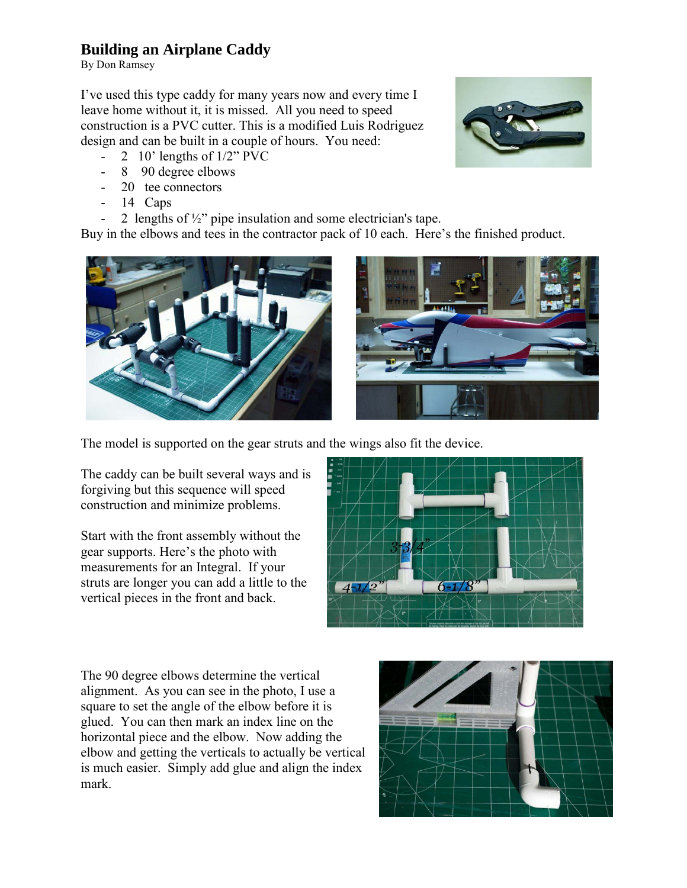# Building an Airplane Caddy

By Don Ramsey

I've used this type caddy for many years now and every time I leave home without it, it is missed. All you need to speed construction is a PVC cutter. This is a modified Luis Rodriguez design and can be built in a couple of hours. You need:

- 2 10' lengths of 1/2" PVC
- 8 90 degree elbows
- 20 tee connectors
- 14 Caps
- 2 lengths of ½" pipe insulation and some electrician's tape.

Buy in the elbows and tees in the contractor pack of 10 each. Here's the finished product.

The model is supported on the gear struts and the wings also fit the device.

The caddy can be built several ways and is forgiving but this sequence will speed construction and minimize problems.

Start with the front assembly without the gear supports. Here's the photo with measurements for an Integral. If your struts are longer you can add a little to the vertical pieces in the front and back.

The 90 degree elbows determine the vertical alignment. As you can see in the photo, I use a square to set the angle of the elbow before it is glued. You can then mark an index line on the horizontal piece and the elbow. Now adding the elbow and getting the verticals to actually be vertical is much easier. Simply add glue and align the index mark.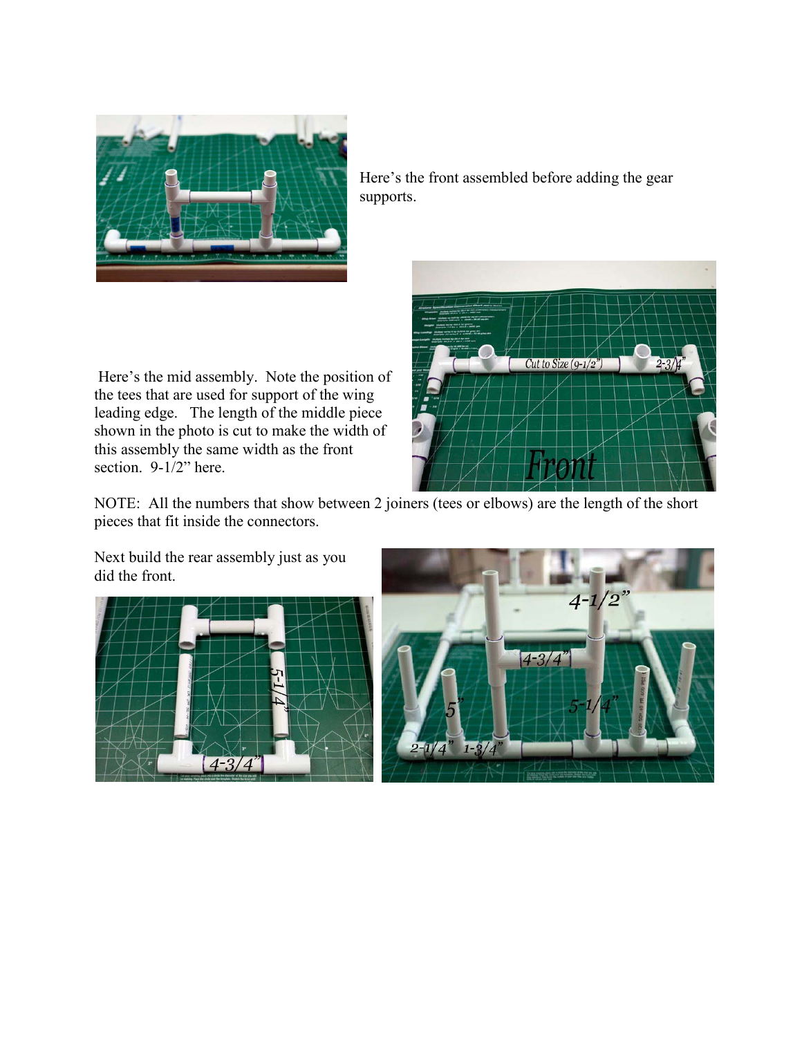Here's the front assembled before adding the gear supports.

Here's the mid assembly. Note the position of the tees that are used for support of the wing leading edge. The length of the middle piece shown in the photo is cut to make the width of this assembly the same width as the front section. 9-1/2" here.

NOTE: All the numbers that show between 2 joiners (tees or elbows) are the length of the short pieces that fit inside the connectors.

Next build the rear assembly just as you did the front.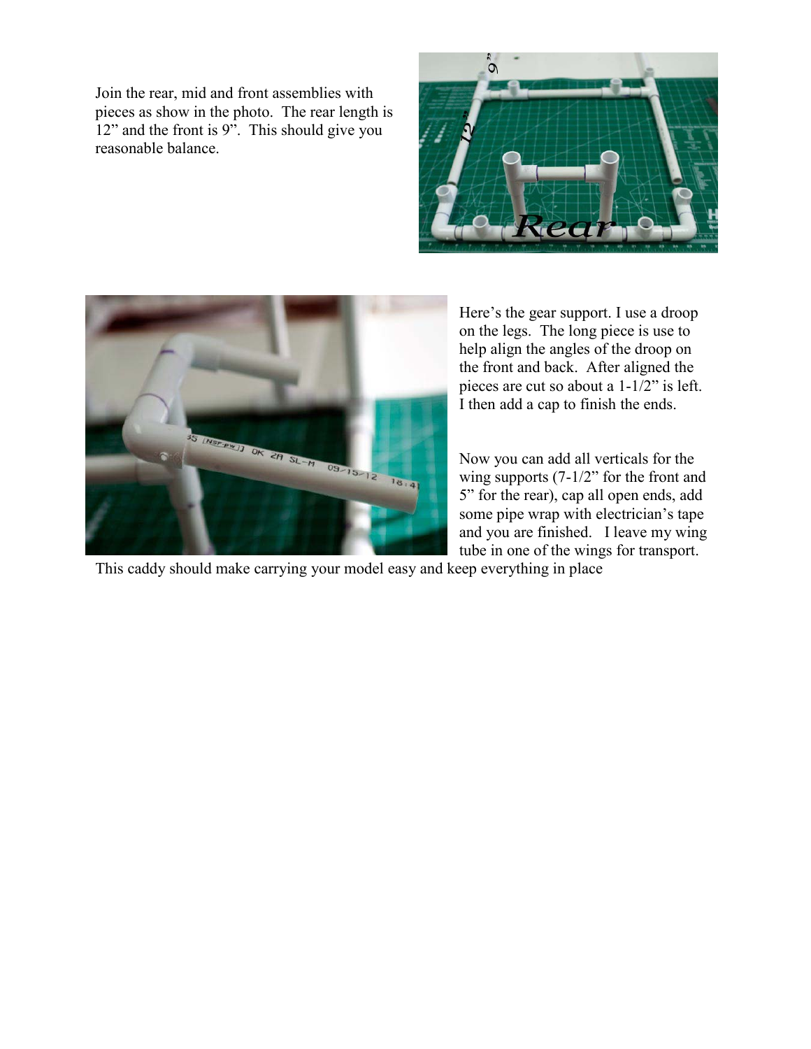Join the rear, mid and front assemblies with pieces as show in the photo. The rear length is 12" and the front is 9". This should give you reasonable balance.

Here's the gear support. I use a droop on the legs. The long piece is use to help align the angles of the droop on the front and back. After aligned the pieces are cut so about a 1-1/2" is left. I then add a cap to finish the ends.

Now you can add all verticals for the wing supports (7-1/2" for the front and 5" for the rear), cap all open ends, add some pipe wrap with electrician's tape and you are finished. I leave my wing tube in one of the wings for transport.

This caddy should make carrying your model easy and keep everything in place